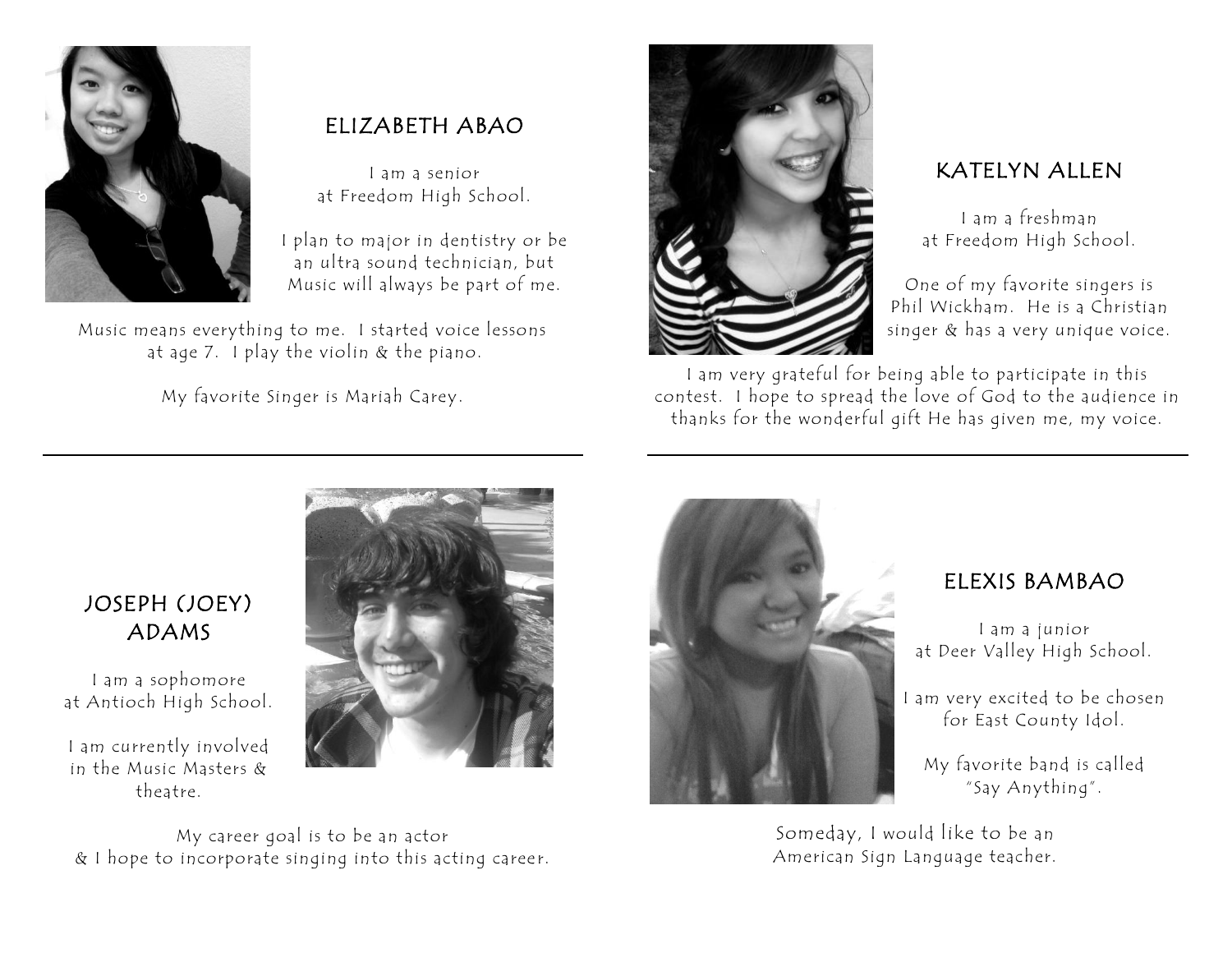## ELIZABETH ABAO

I am a senior
at Freedom High School.

I plan to major in dentistry or be an ultra sound technician, but Music will always be part of me.

Music means everything to me. I started voice lessons at age 7. I play the violin & the piano.

My favorite Singer is Mariah Carey.

---

## KATELYN ALLEN

I am a freshman
at Freedom High School.

One of my favorite singers is Phil Wickham. He is a Christian singer & has a very unique voice.

I am very grateful for being able to participate in this contest. I hope to spread the love of God to the audience in thanks for the wonderful gift He has given me, my voice.

---

## JOSEPH (JOEY) ADAMS

I am a sophomore
at Antioch High School.

I am currently involved in the Music Masters & theatre.

My career goal is to be an actor & I hope to incorporate singing into this acting career.

---

## ELEXIS BAMBAO

I am a junior
at Deer Valley High School.

I am very excited to be chosen for East County Idol.

My favorite band is called "Say Anything".

Someday, I would like to be an American Sign Language teacher.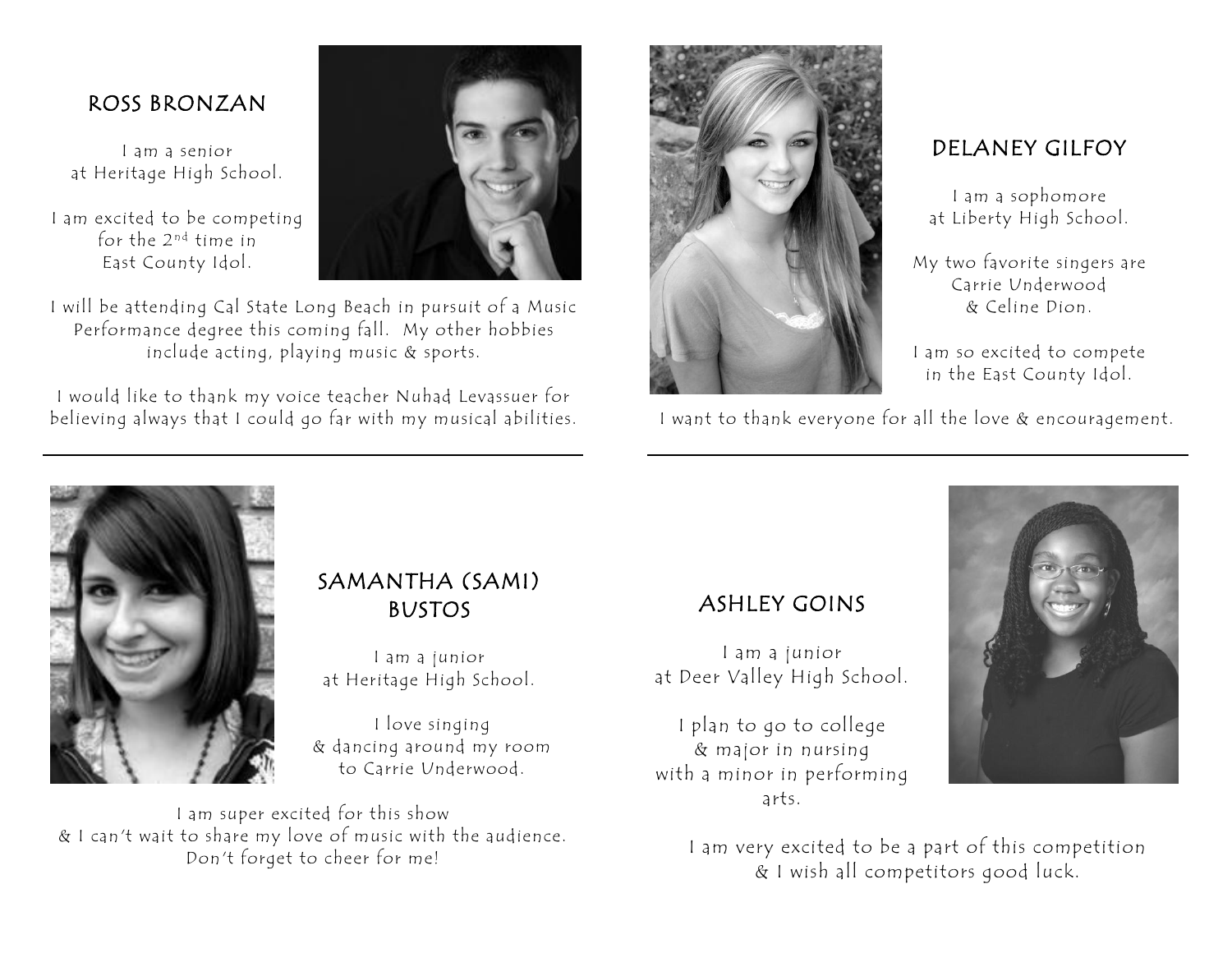## ROSS BRONZAN

I am a senior at Heritage High School.

I am excited to be competing for the 2nd time in East County Idol.

I will be attending Cal State Long Beach in pursuit of a Music Performance degree this coming fall. My other hobbies include acting, playing music & sports.

I would like to thank my voice teacher Nuhad Levassuer for believing always that I could go far with my musical abilities.

---

## DELANEY GILFOY

I am a sophomore at Liberty High School.

My two favorite singers are Carrie Underwood & Celine Dion.

I am so excited to compete in the East County Idol.

I want to thank everyone for all the love & encouragement.

---

## SAMANTHA (SAMI) BUSTOS

I am a junior at Heritage High School.

I love singing & dancing around my room to Carrie Underwood.

I am super excited for this show & I can't wait to share my love of music with the audience. Don't forget to cheer for me!

---

## ASHLEY GOINS

I am a junior at Deer Valley High School.

I plan to go to college & major in nursing with a minor in performing arts.

I am very excited to be a part of this competition & I wish all competitors good luck.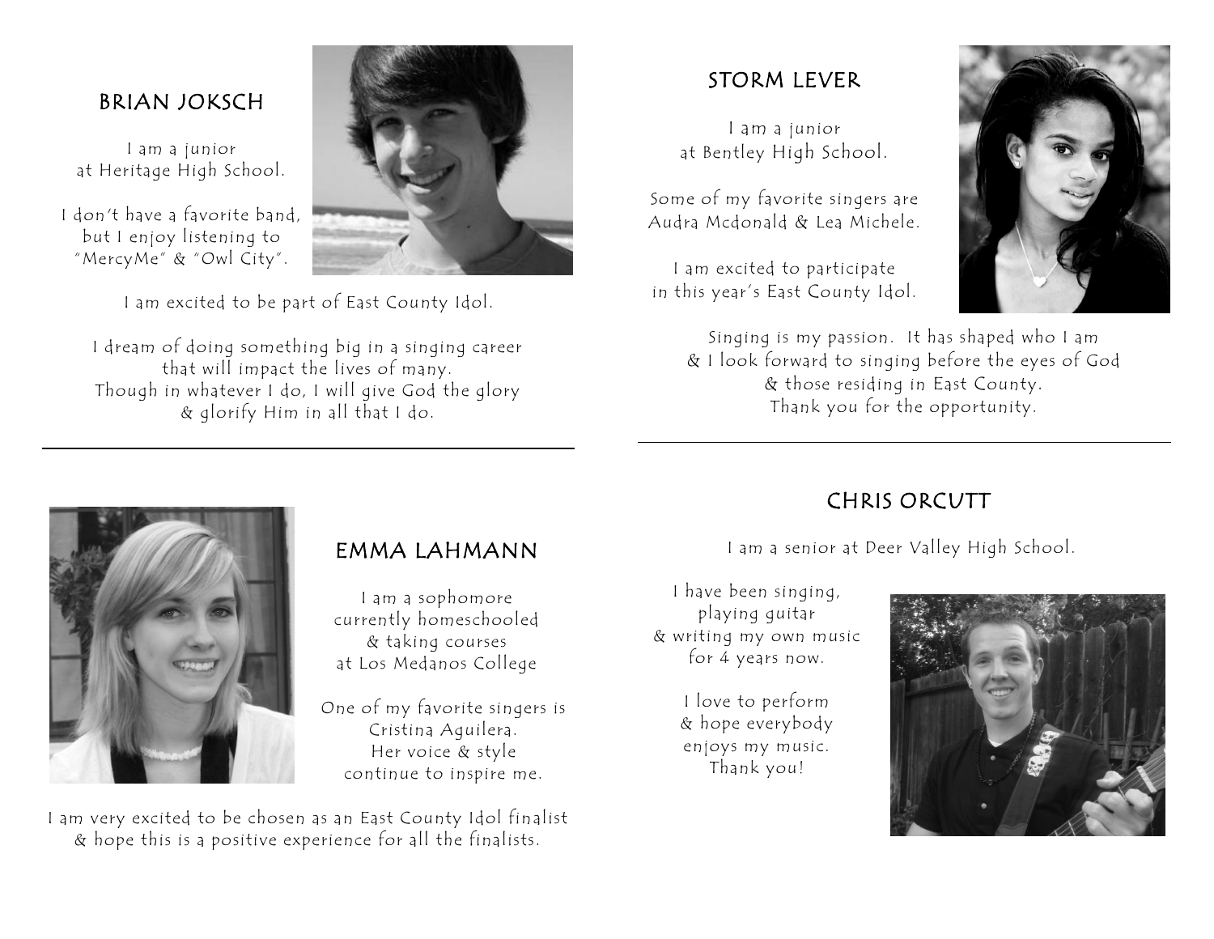## BRIAN JOKSCH

I am a junior
at Heritage High School.

I don't have a favorite band,
but I enjoy listening to
"MercyMe" & "Owl City".

I am excited to be part of East County Idol.

I dream of doing something big in a singing career
that will impact the lives of many.
Though in whatever I do, I will give God the glory
& glorify Him in all that I do.

---

## STORM LEVER

I am a junior
at Bentley High School.

Some of my favorite singers are
Audra Mcdonald & Lea Michele.

I am excited to participate
in this year's East County Idol.

Singing is my passion. It has shaped who I am
& I look forward to singing before the eyes of God
& those residing in East County.
Thank you for the opportunity.

---

## EMMA LAHMANN

I am a sophomore
currently homeschooled
& taking courses
at Los Medanos College

One of my favorite singers is
Cristina Aguilera.
Her voice & style
continue to inspire me.

I am very excited to be chosen as an East County Idol finalist
& hope this is a positive experience for all the finalists.

## CHRIS ORCUTT

I am a senior at Deer Valley High School.

I have been singing,
playing guitar
& writing my own music
for 4 years now.

I love to perform
& hope everybody
enjoys my music.
Thank you!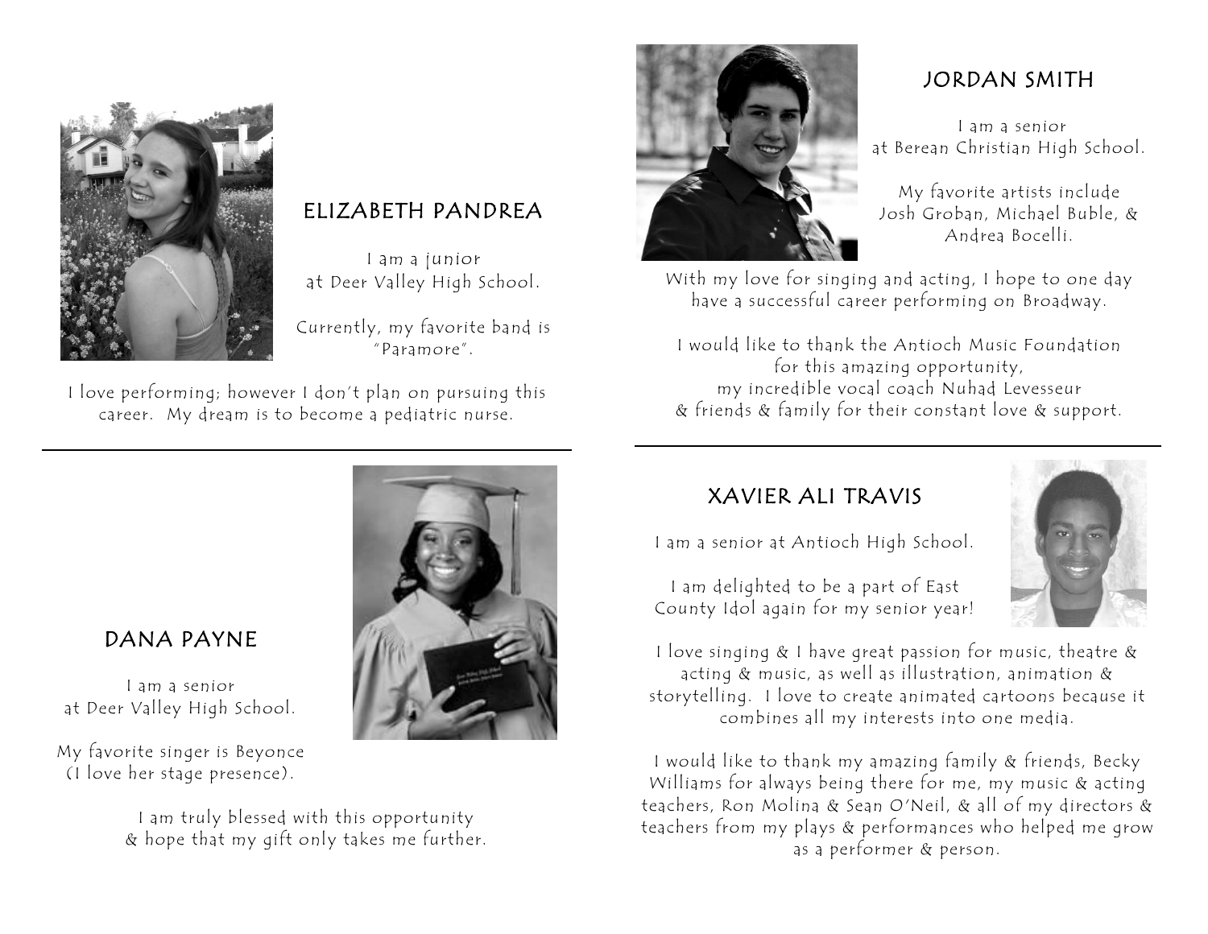## ELIZABETH PANDREA

I am a junior
at Deer Valley High School.

Currently, my favorite band is "Paramore".

I love performing; however I don't plan on pursuing this career. My dream is to become a pediatric nurse.

---

## DANA PAYNE

I am a senior
at Deer Valley High School.

My favorite singer is Beyonce
(I love her stage presence).

I am truly blessed with this opportunity
& hope that my gift only takes me further.

---

## JORDAN SMITH

I am a senior
at Berean Christian High School.

My favorite artists include
Josh Groban, Michael Buble, &
Andrea Bocelli.

With my love for singing and acting, I hope to one day have a successful career performing on Broadway.

I would like to thank the Antioch Music Foundation
for this amazing opportunity,
my incredible vocal coach Nuhad Levesseur
& friends & family for their constant love & support.

---

## XAVIER ALI TRAVIS

I am a senior at Antioch High School.

I am delighted to be a part of East County Idol again for my senior year!

I love singing & I have great passion for music, theatre & acting & music, as well as illustration, animation & storytelling. I love to create animated cartoons because it combines all my interests into one media.

I would like to thank my amazing family & friends, Becky Williams for always being there for me, my music & acting teachers, Ron Molina & Sean O'Neil, & all of my directors & teachers from my plays & performances who helped me grow as a performer & person.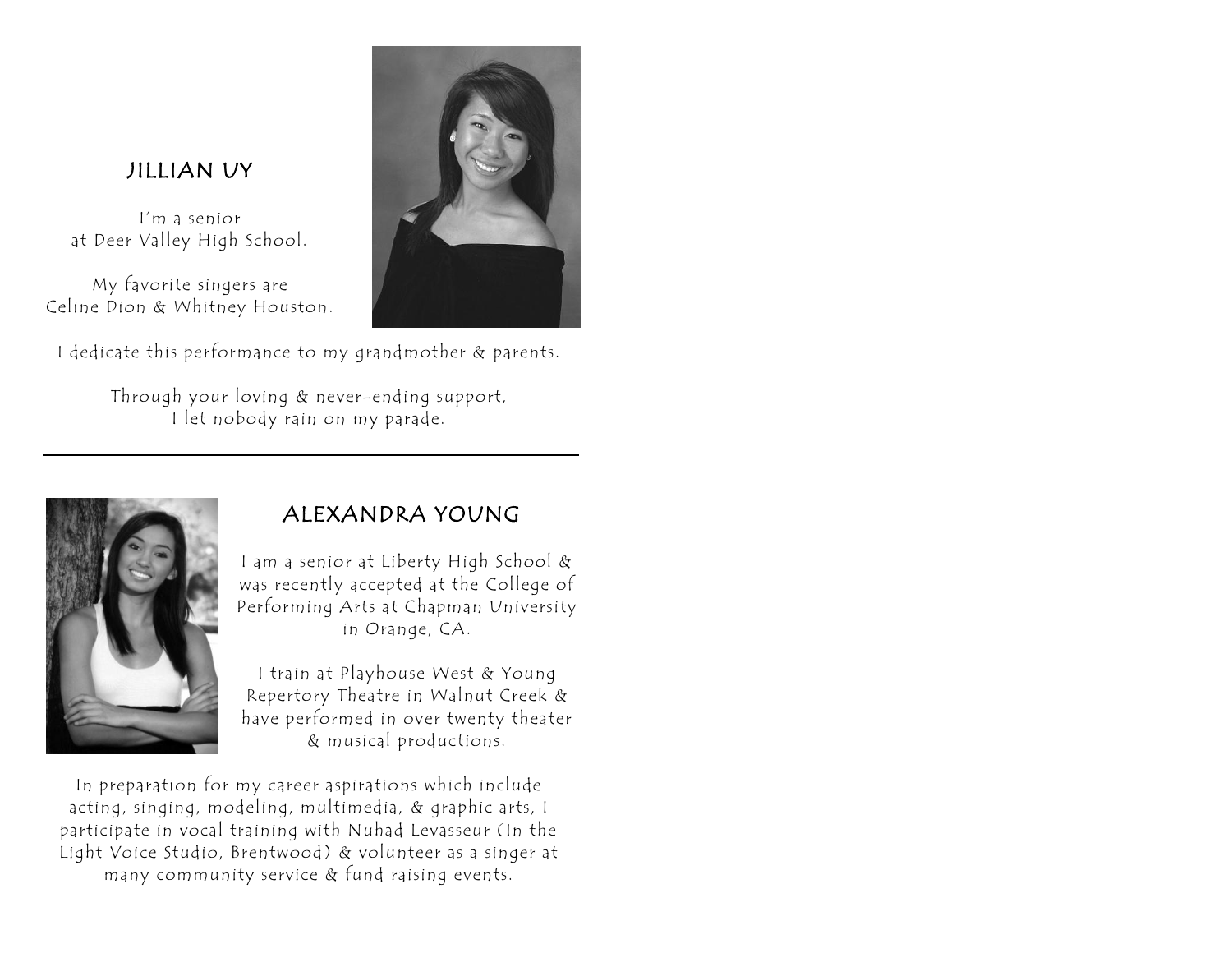## JILLIAN UY

I'm a senior
at Deer Valley High School.

My favorite singers are
Celine Dion & Whitney Houston.

I dedicate this performance to my grandmother & parents.

Through your loving & never-ending support,
I let nobody rain on my parade.

---

## ALEXANDRA YOUNG

I am a senior at Liberty High School & was recently accepted at the College of Performing Arts at Chapman University in Orange, CA.

I train at Playhouse West & Young Repertory Theatre in Walnut Creek & have performed in over twenty theater & musical productions.

In preparation for my career aspirations which include acting, singing, modeling, multimedia, & graphic arts, I participate in vocal training with Nuhad Levasseur (In the Light Voice Studio, Brentwood) & volunteer as a singer at many community service & fund raising events.